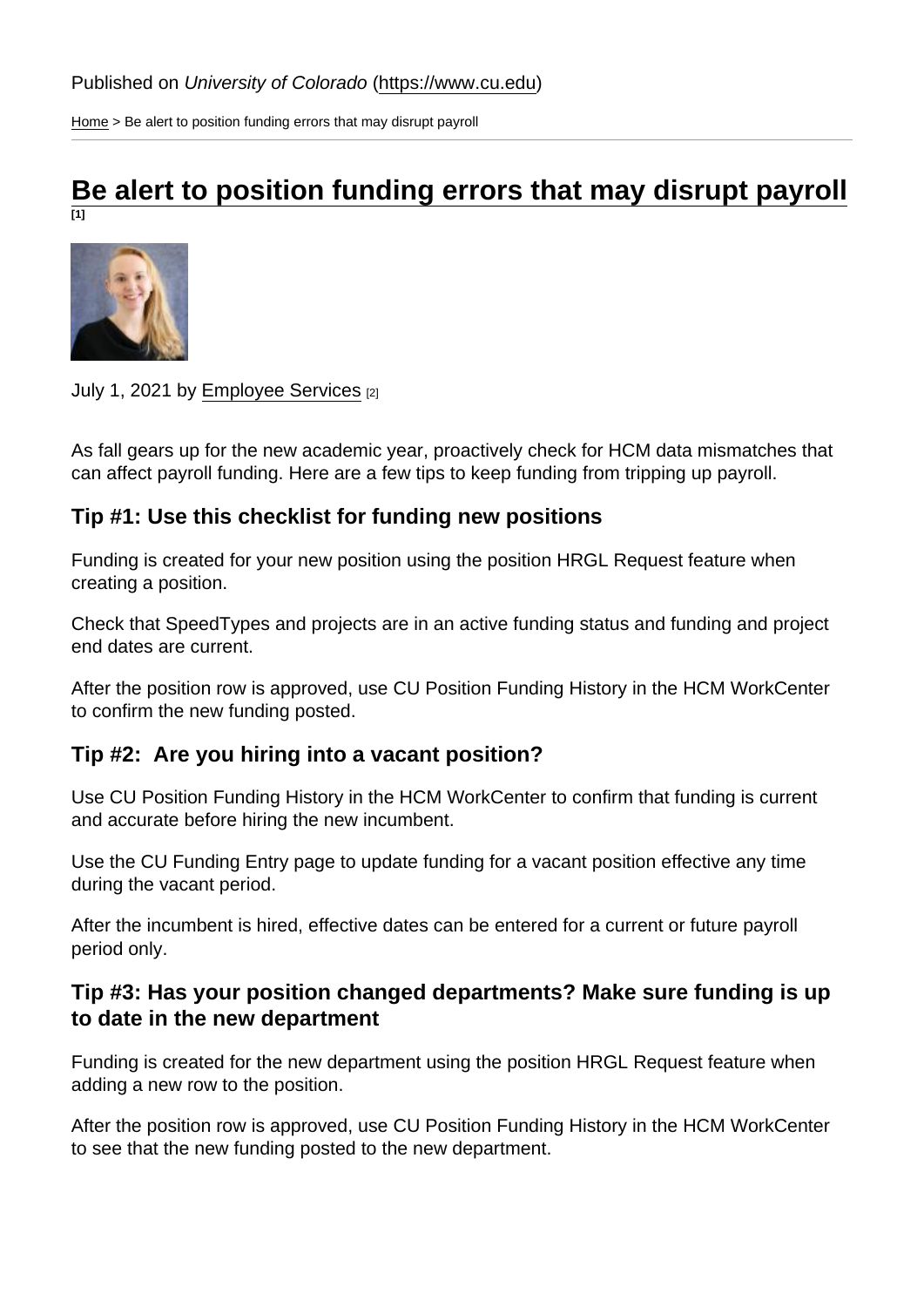Published on *University of Colorado* (https://www.cu.edu)

Home > Be alert to position funding errors that may disrupt payroll

# Be alert to position funding errors that may disrupt payroll [1]

July 1, 2021 by Employee Services [2]

As fall gears up for the new academic year, proactively check for HCM data mismatches that can affect payroll funding. Here are a few tips to keep funding from tripping up payroll.

## Tip #1: Use this checklist for funding new positions

Funding is created for your new position using the position HRGL Request feature when creating a position.

Check that SpeedTypes and projects are in an active funding status and funding and project end dates are current.

After the position row is approved, use CU Position Funding History in the HCM WorkCenter to confirm the new funding posted.

## Tip #2: Are you hiring into a vacant position?

Use CU Position Funding History in the HCM WorkCenter to confirm that funding is current and accurate before hiring the new incumbent.

Use the CU Funding Entry page to update funding for a vacant position effective any time during the vacant period.

After the incumbent is hired, effective dates can be entered for a current or future payroll period only.

## Tip #3: Has your position changed departments? Make sure funding is up to date in the new department

Funding is created for the new department using the position HRGL Request feature when adding a new row to the position.

After the position row is approved, use CU Position Funding History in the HCM WorkCenter to see that the new funding posted to the new department.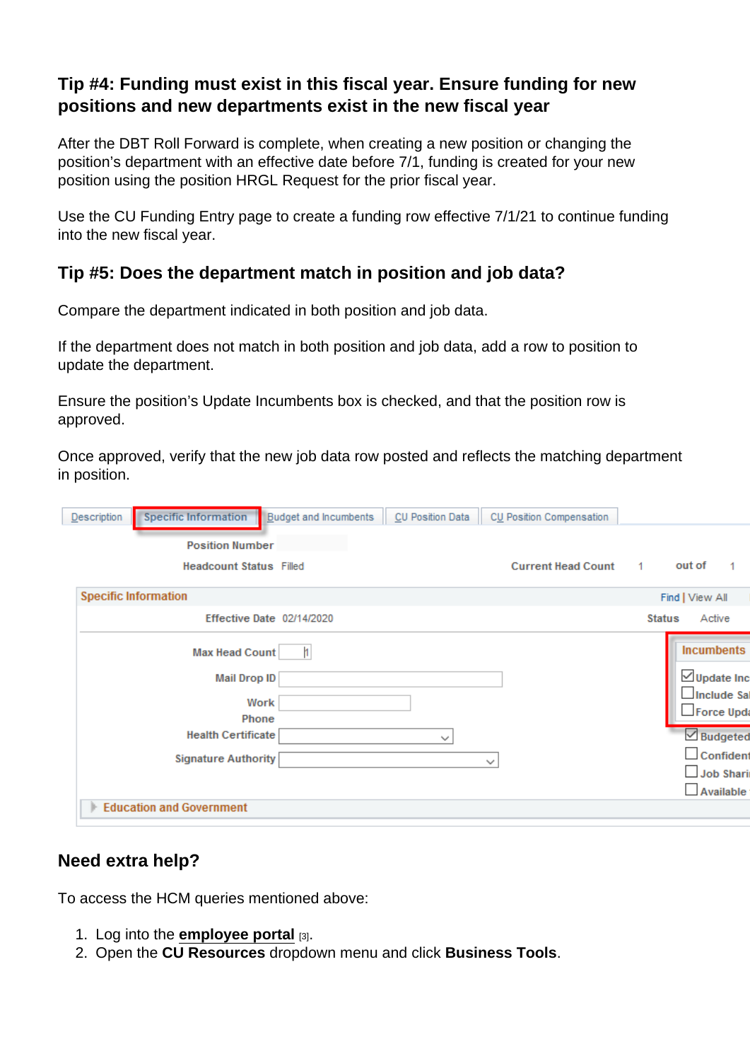### Tip #4: Funding must exist in this fiscal year. Ensure funding for new positions and new departments exist in the new fiscal year

After the DBT Roll Forward is complete, when creating a new position or changing the position's department with an effective date before 7/1, funding is created for your new position using the position HRGL Request for the prior fiscal year.

Use the CU Funding Entry page to create a funding row effective 7/1/21 to continue funding into the new fiscal year.

### Tip #5: Does the department match in position and job data?

Compare the department indicated in both position and job data.

If the department does not match in both position and job data, add a row to position to update the department.

Ensure the position's Update Incumbents box is checked, and that the position row is approved.

Once approved, verify that the new job data row posted and reflects the matching department in position.

### Need extra help?

To access the HCM queries mentioned above:

1. Log into the **employee portal** [3].
2. Open the **CU Resources** dropdown menu and click **Business Tools**.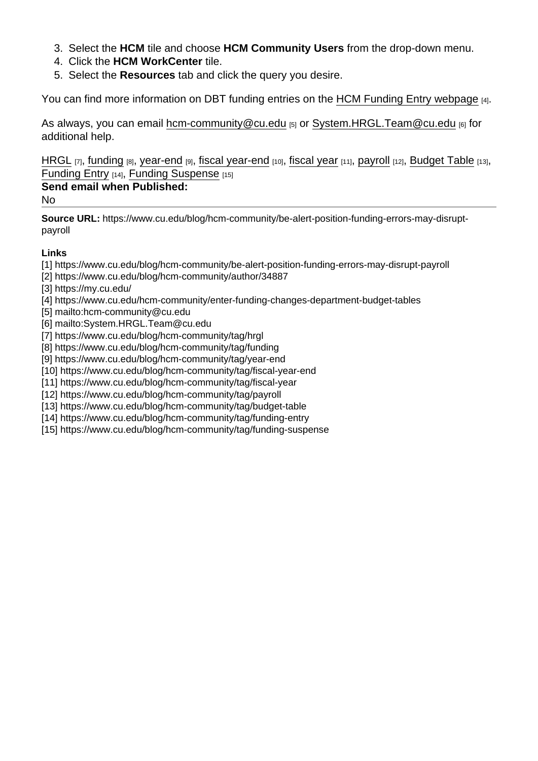3. Select the **HCM** tile and choose **HCM Community Users** from the drop-down menu.
4. Click the **HCM WorkCenter** tile.
5. Select the **Resources** tab and click the query you desire.

You can find more information on DBT funding entries on the HCM Funding Entry webpage [4].

As always, you can email hcm-community@cu.edu [5] or System.HRGL.Team@cu.edu [6] for additional help.

HRGL [7], funding [8], year-end [9], fiscal year-end [10], fiscal year [11], payroll [12], Budget Table [13], Funding Entry [14], Funding Suspense [15]

**Send email when Published:**
No

---

**Source URL:** https://www.cu.edu/blog/hcm-community/be-alert-position-funding-errors-may-disrupt-payroll

**Links**
[1] https://www.cu.edu/blog/hcm-community/be-alert-position-funding-errors-may-disrupt-payroll
[2] https://www.cu.edu/blog/hcm-community/author/34887
[3] https://my.cu.edu/
[4] https://www.cu.edu/hcm-community/enter-funding-changes-department-budget-tables
[5] mailto:hcm-community@cu.edu
[6] mailto:System.HRGL.Team@cu.edu
[7] https://www.cu.edu/blog/hcm-community/tag/hrgl
[8] https://www.cu.edu/blog/hcm-community/tag/funding
[9] https://www.cu.edu/blog/hcm-community/tag/year-end
[10] https://www.cu.edu/blog/hcm-community/tag/fiscal-year-end
[11] https://www.cu.edu/blog/hcm-community/tag/fiscal-year
[12] https://www.cu.edu/blog/hcm-community/tag/payroll
[13] https://www.cu.edu/blog/hcm-community/tag/budget-table
[14] https://www.cu.edu/blog/hcm-community/tag/funding-entry
[15] https://www.cu.edu/blog/hcm-community/tag/funding-suspense